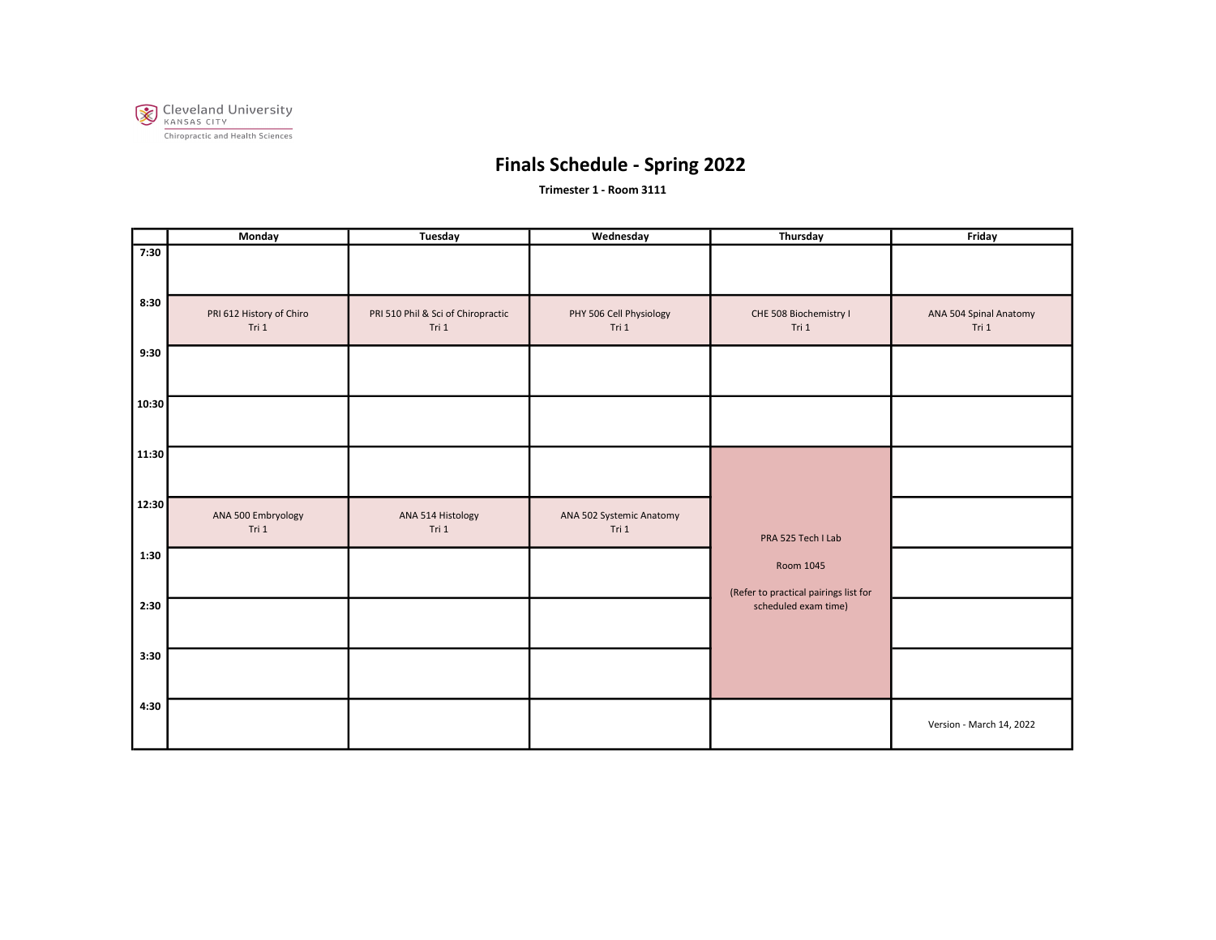Cleveland University
KANSAS CITY
Chiropractic and Health Sciences

# Finals Schedule - Spring 2022

**Trimester 1 - Room 3111**

| | Monday | Tuesday | Wednesday | Thursday | Friday |
|---|---|---|---|---|---|
| 7:30 | | | | | |
| 8:30 | PRI 612 History of Chiro<br>Tri 1 | PRI 510 Phil & Sci of Chiropractic<br>Tri 1 | PHY 506 Cell Physiology<br>Tri 1 | CHE 508 Biochemistry I<br>Tri 1 | ANA 504 Spinal Anatomy<br>Tri 1 |
| 9:30 | | | | | |
| 10:30 | | | | | |
| 11:30 | | | | PRA 525 Tech I Lab<br><br>Room 1045<br><br>(Refer to practical pairings list for scheduled exam time) | |
| 12:30 | ANA 500 Embryology<br>Tri 1 | ANA 514 Histology<br>Tri 1 | ANA 502 Systemic Anatomy<br>Tri 1 | | |
| 1:30 | | | | | |
| 2:30 | | | | | |
| 3:30 | | | | | |
| 4:30 | | | | | Version - March 14, 2022 |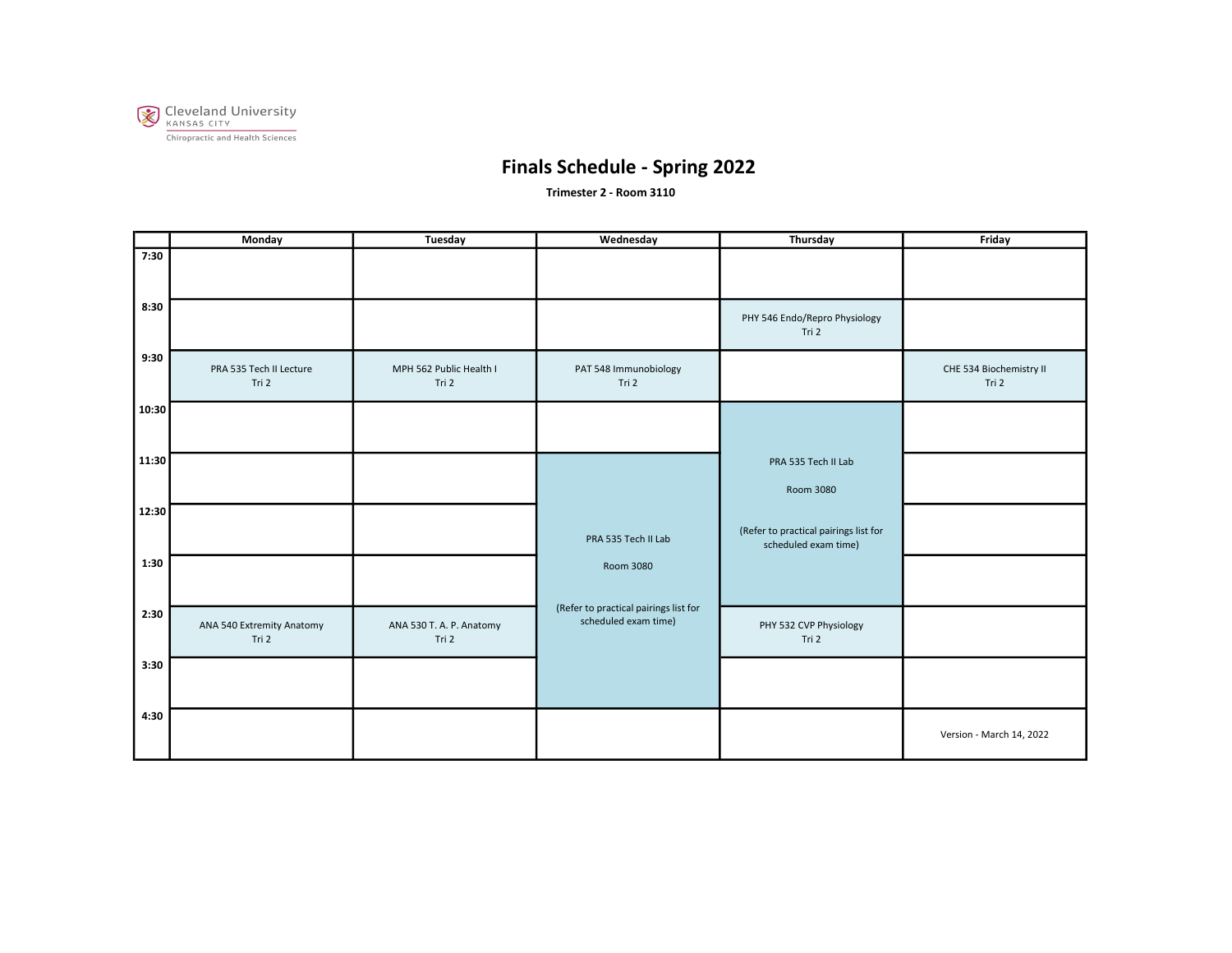Cleveland University
KANSAS CITY
Chiropractic and Health Sciences

# Finals Schedule - Spring 2022

**Trimester 2 - Room 3110**

| | Monday | Tuesday | Wednesday | Thursday | Friday |
|---|---|---|---|---|---|
| 7:30 | | | | | |
| 8:30 | | | | PHY 546 Endo/Repro Physiology Tri 2 | |
| 9:30 | PRA 535 Tech II Lecture Tri 2 | MPH 562 Public Health I Tri 2 | PAT 548 Immunobiology Tri 2 | | CHE 534 Biochemistry II Tri 2 |
| 10:30 | | | | PRA 535 Tech II Lab Room 3080 (Refer to practical pairings list for scheduled exam time) | |
| 11:30 | | | PRA 535 Tech II Lab Room 3080 (Refer to practical pairings list for scheduled exam time) | | |
| 12:30 | | | | | |
| 1:30 | | | | | |
| 2:30 | ANA 540 Extremity Anatomy Tri 2 | ANA 530 T. A. P. Anatomy Tri 2 | | PHY 532 CVP Physiology Tri 2 | |
| 3:30 | | | | | |
| 4:30 | | | | | Version - March 14, 2022 |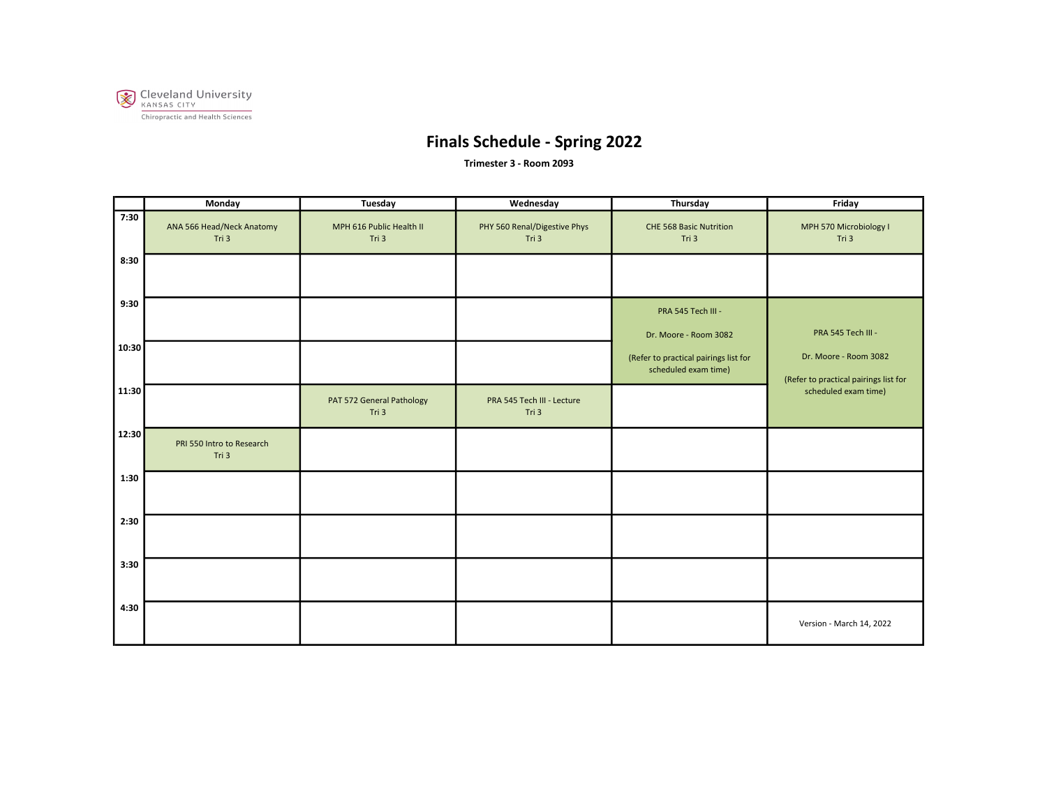Cleveland University
KANSAS CITY
Chiropractic and Health Sciences

# Finals Schedule - Spring 2022

**Trimester 3 - Room 2093**

| | Monday | Tuesday | Wednesday | Thursday | Friday |
|---|---|---|---|---|---|
| **7:30** | ANA 566 Head/Neck Anatomy Tri 3 | MPH 616 Public Health II Tri 3 | PHY 560 Renal/Digestive Phys Tri 3 | CHE 568 Basic Nutrition Tri 3 | MPH 570 Microbiology I Tri 3 |
| **8:30** | | | | | |
| **9:30** | | | | PRA 545 Tech III - Dr. Moore - Room 3082 (Refer to practical pairings list for scheduled exam time) | PRA 545 Tech III - Dr. Moore - Room 3082 (Refer to practical pairings list for scheduled exam time) |
| **10:30** | | | | | |
| **11:30** | | PAT 572 General Pathology Tri 3 | PRA 545 Tech III - Lecture Tri 3 | | |
| **12:30** | PRI 550 Intro to Research Tri 3 | | | | |
| **1:30** | | | | | |
| **2:30** | | | | | |
| **3:30** | | | | | |
| **4:30** | | | | | Version - March 14, 2022 |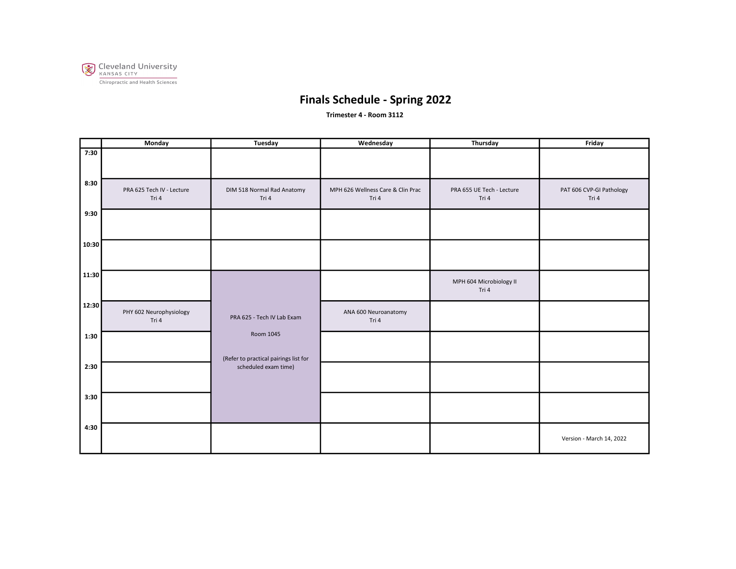Cleveland University
KANSAS CITY
Chiropractic and Health Sciences

# Finals Schedule - Spring 2022

**Trimester 4 - Room 3112**

| | Monday | Tuesday | Wednesday | Thursday | Friday |
|---|---|---|---|---|---|
| 7:30 | | | | | |
| 8:30 | PRA 625 Tech IV - Lecture<br>Tri 4 | DIM 518 Normal Rad Anatomy<br>Tri 4 | MPH 626 Wellness Care & Clin Prac<br>Tri 4 | PRA 655 UE Tech - Lecture<br>Tri 4 | PAT 606 CVP-GI Pathology<br>Tri 4 |
| 9:30 | | | | | |
| 10:30 | | | | | |
| 11:30 | | PRA 625 - Tech IV Lab Exam<br>Room 1045<br>(Refer to practical pairings list for scheduled exam time) | | MPH 604 Microbiology II<br>Tri 4 | |
| 12:30 | PHY 602 Neurophysiology<br>Tri 4 | | ANA 600 Neuroanatomy<br>Tri 4 | | |
| 1:30 | | | | | |
| 2:30 | | | | | |
| 3:30 | | | | | |
| 4:30 | | | | | Version - March 14, 2022 |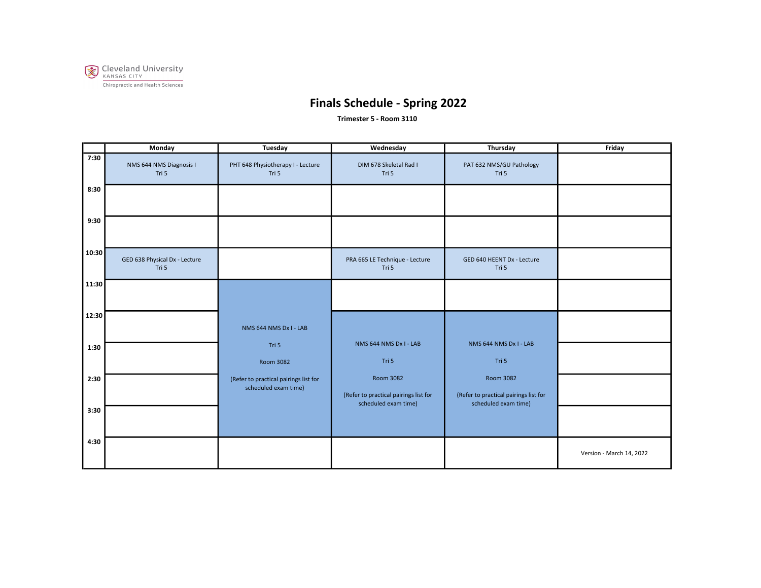Cleveland University
KANSAS CITY
Chiropractic and Health Sciences

# Finals Schedule - Spring 2022

**Trimester 5 - Room 3110**

| | Monday | Tuesday | Wednesday | Thursday | Friday |
|---|---|---|---|---|---|
| 7:30 | NMS 644 NMS Diagnosis I<br>Tri 5 | PHT 648 Physiotherapy I - Lecture<br>Tri 5 | DIM 678 Skeletal Rad I<br>Tri 5 | PAT 632 NMS/GU Pathology<br>Tri 5 | |
| 8:30 | | | | | |
| 9:30 | | | | | |
| 10:30 | GED 638 Physical Dx - Lecture<br>Tri 5 | | PRA 665 LE Technique - Lecture<br>Tri 5 | GED 640 HEENT Dx - Lecture<br>Tri 5 | |
| 11:30 | | NMS 644 NMS Dx I - LAB<br>Tri 5<br>Room 3082<br>(Refer to practical pairings list for scheduled exam time) | | | |
| 12:30 | | | NMS 644 NMS Dx I - LAB<br>Tri 5<br>Room 3082<br>(Refer to practical pairings list for scheduled exam time) | NMS 644 NMS Dx I - LAB<br>Tri 5<br>Room 3082<br>(Refer to practical pairings list for scheduled exam time) | |
| 1:30 | | | | | |
| 2:30 | | | | | |
| 3:30 | | | | | |
| 4:30 | | | | | Version - March 14, 2022 |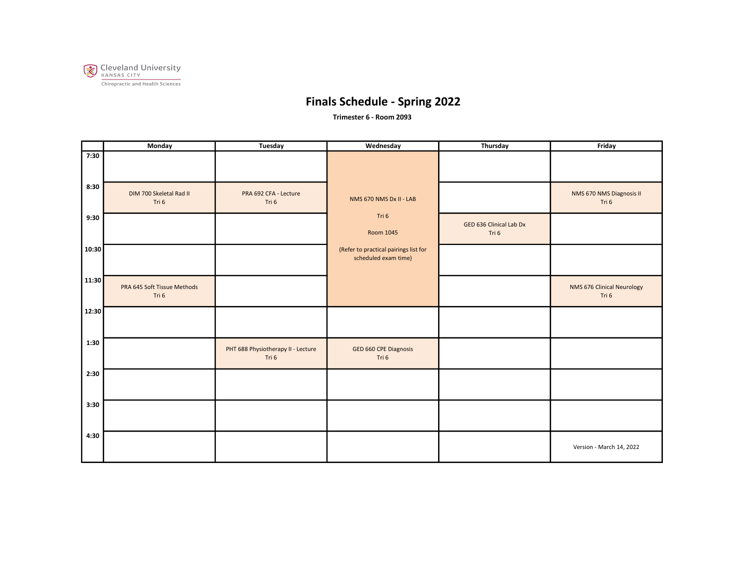Cleveland University
KANSAS CITY
Chiropractic and Health Sciences

# Finals Schedule - Spring 2022

**Trimester 6 - Room 2093**

| | Monday | Tuesday | Wednesday | Thursday | Friday |
|---|---|---|---|---|---|
| 7:30 | | | NMS 670 NMS Dx II - LAB<br>Tri 6<br>Room 1045<br>(Refer to practical pairings list for scheduled exam time) | | |
| 8:30 | DIM 700 Skeletal Rad II<br>Tri 6 | PRA 692 CFA - Lecture<br>Tri 6 | | | NMS 670 NMS Diagnosis II<br>Tri 6 |
| 9:30 | | | | GED 636 Clinical Lab Dx<br>Tri 6 | |
| 10:30 | | | | | |
| 11:30 | PRA 645 Soft Tissue Methods<br>Tri 6 | | | | NMS 676 Clinical Neurology<br>Tri 6 |
| 12:30 | | | | | |
| 1:30 | | PHT 688 Physiotherapy II - Lecture<br>Tri 6 | GED 660 CPE Diagnosis<br>Tri 6 | | |
| 2:30 | | | | | |
| 3:30 | | | | | |
| 4:30 | | | | | Version - March 14, 2022 |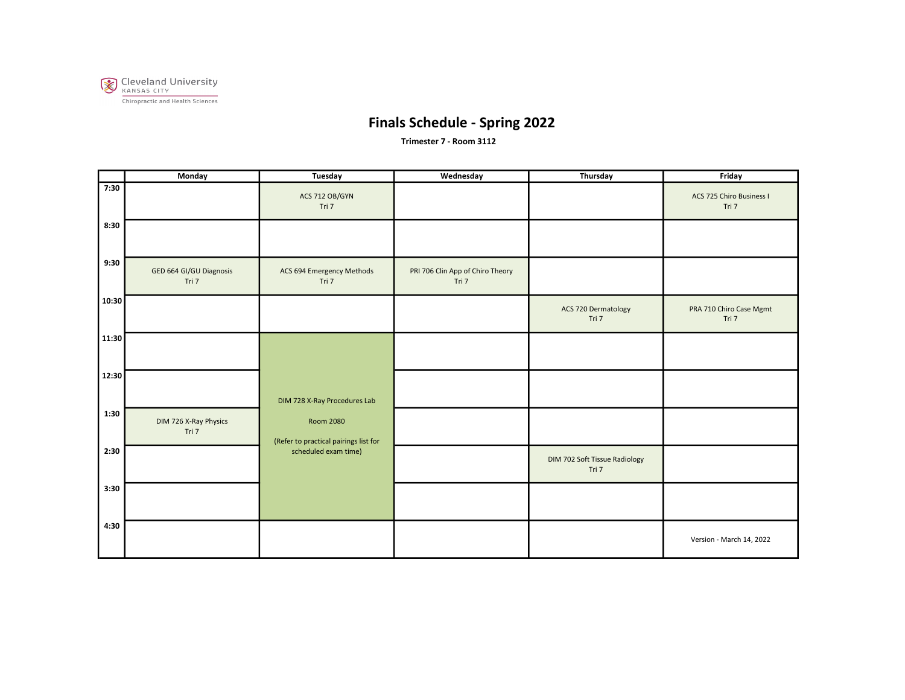Cleveland University KANSAS CITY Chiropractic and Health Sciences

# Finals Schedule - Spring 2022

**Trimester 7 - Room 3112**

| | Monday | Tuesday | Wednesday | Thursday | Friday |
|---|---|---|---|---|---|
| **7:30** | | ACS 712 OB/GYN Tri 7 | | | ACS 725 Chiro Business I Tri 7 |
| **8:30** | | | | | |
| **9:30** | GED 664 GI/GU Diagnosis Tri 7 | ACS 694 Emergency Methods Tri 7 | PRI 706 Clin App of Chiro Theory Tri 7 | | |
| **10:30** | | | | ACS 720 Dermatology Tri 7 | PRA 710 Chiro Case Mgmt Tri 7 |
| **11:30** | | DIM 728 X-Ray Procedures Lab Room 2080 (Refer to practical pairings list for scheduled exam time) | | | |
| **12:30** | | | | | |
| **1:30** | DIM 726 X-Ray Physics Tri 7 | | | | |
| **2:30** | | | | DIM 702 Soft Tissue Radiology Tri 7 | |
| **3:30** | | | | | |
| **4:30** | | | | | Version - March 14, 2022 |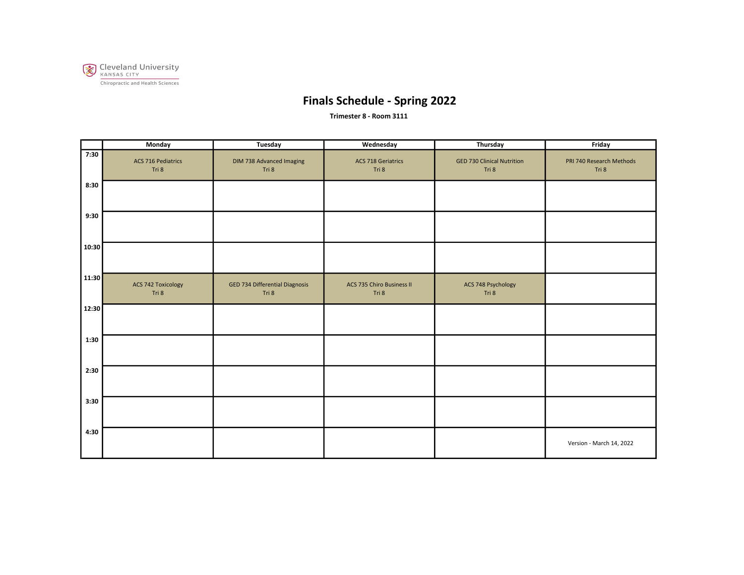Cleveland University
KANSAS CITY
Chiropractic and Health Sciences

# Finals Schedule - Spring 2022

**Trimester 8 - Room 3111**

| | Monday | Tuesday | Wednesday | Thursday | Friday |
|---|---|---|---|---|---|
| 7:30 | ACS 716 Pediatrics Tri 8 | DIM 738 Advanced Imaging Tri 8 | ACS 718 Geriatrics Tri 8 | GED 730 Clinical Nutrition Tri 8 | PRI 740 Research Methods Tri 8 |
| 8:30 | | | | | |
| 9:30 | | | | | |
| 10:30 | | | | | |
| 11:30 | ACS 742 Toxicology Tri 8 | GED 734 Differential Diagnosis Tri 8 | ACS 735 Chiro Business II Tri 8 | ACS 748 Psychology Tri 8 | |
| 12:30 | | | | | |
| 1:30 | | | | | |
| 2:30 | | | | | |
| 3:30 | | | | | |
| 4:30 | | | | | Version - March 14, 2022 |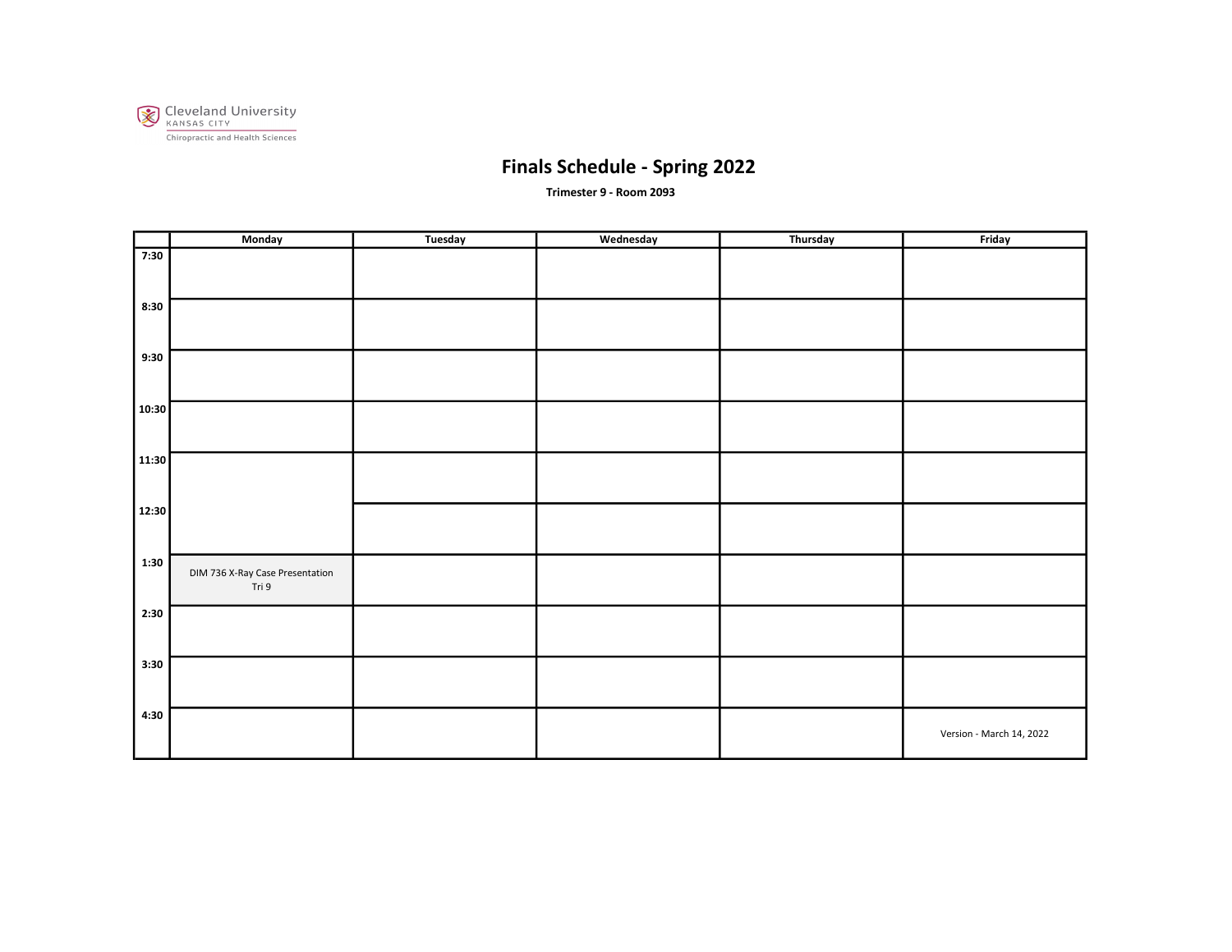Cleveland University
KANSAS CITY
Chiropractic and Health Sciences

# Finals Schedule - Spring 2022

**Trimester 9 - Room 2093**

| | Monday | Tuesday | Wednesday | Thursday | Friday |
|---|---|---|---|---|---|
| **7:30** | | | | | |
| **8:30** | | | | | |
| **9:30** | | | | | |
| **10:30** | | | | | |
| **11:30** | | | | | |
| **12:30** | | | | | |
| **1:30** | DIM 736 X-Ray Case Presentation Tri 9 | | | | |
| **2:30** | | | | | |
| **3:30** | | | | | |
| **4:30** | | | | | Version - March 14, 2022 |